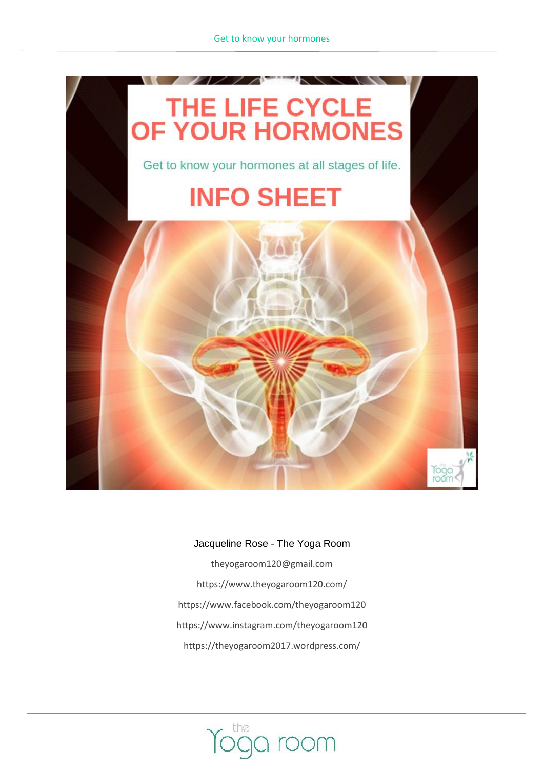# THE LIFE CYCLE OF YOUR HORMONES

Get to know your hormones at all stages of life.

## INFO SHEET

Jacqueline Rose - The Yoga Room

theyogaroom120@gmail.com

https://www.theyogaroom120.com/

https://www.facebook.com/theyogaroom120

https://www.instagram.com/theyogaroom120

https://theyogaroom2017.wordpress.com/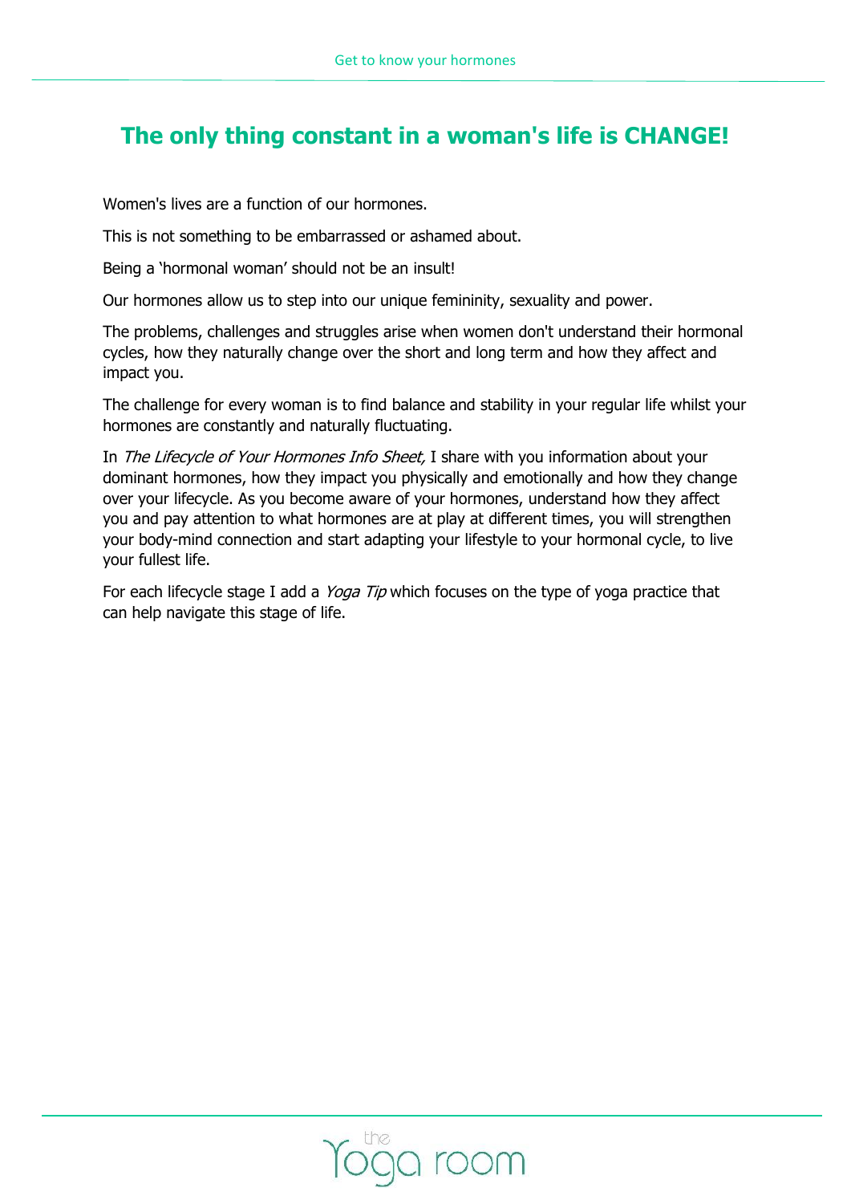# The only thing constant in a woman's life is CHANGE!

Women's lives are a function of our hormones.

This is not something to be embarrassed or ashamed about.

Being a 'hormonal woman' should not be an insult!

Our hormones allow us to step into our unique femininity, sexuality and power.

The problems, challenges and struggles arise when women don't understand their hormonal cycles, how they naturally change over the short and long term and how they affect and impact you.

The challenge for every woman is to find balance and stability in your regular life whilst your hormones are constantly and naturally fluctuating.

In *The Lifecycle of Your Hormones Info Sheet,* I share with you information about your dominant hormones, how they impact you physically and emotionally and how they change over your lifecycle. As you become aware of your hormones, understand how they affect you and pay attention to what hormones are at play at different times, you will strengthen your body-mind connection and start adapting your lifestyle to your hormonal cycle, to live your fullest life.

For each lifecycle stage I add a *Yoga Tip* which focuses on the type of yoga practice that can help navigate this stage of life.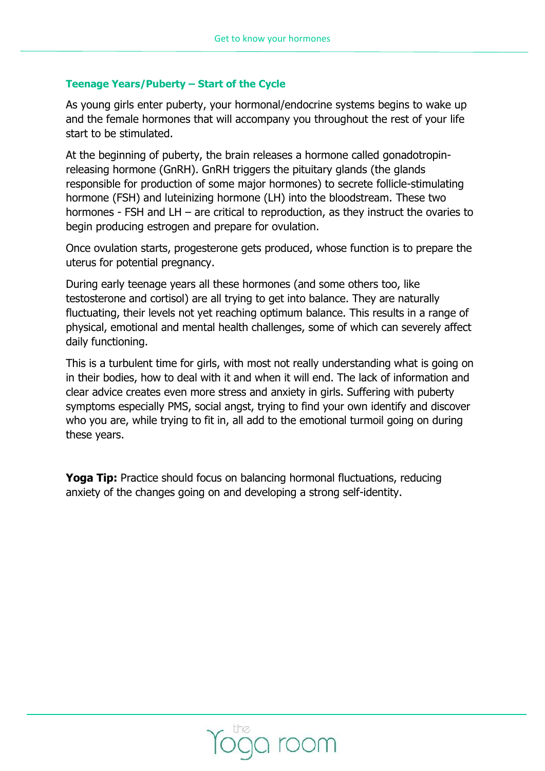## Teenage Years/Puberty – Start of the Cycle

As young girls enter puberty, your hormonal/endocrine systems begins to wake up and the female hormones that will accompany you throughout the rest of your life start to be stimulated.

At the beginning of puberty, the brain releases a hormone called gonadotropin-releasing hormone (GnRH). GnRH triggers the pituitary glands (the glands responsible for production of some major hormones) to secrete follicle-stimulating hormone (FSH) and luteinizing hormone (LH) into the bloodstream. These two hormones - FSH and LH – are critical to reproduction, as they instruct the ovaries to begin producing estrogen and prepare for ovulation.

Once ovulation starts, progesterone gets produced, whose function is to prepare the uterus for potential pregnancy.

During early teenage years all these hormones (and some others too, like testosterone and cortisol) are all trying to get into balance. They are naturally fluctuating, their levels not yet reaching optimum balance. This results in a range of physical, emotional and mental health challenges, some of which can severely affect daily functioning.

This is a turbulent time for girls, with most not really understanding what is going on in their bodies, how to deal with it and when it will end. The lack of information and clear advice creates even more stress and anxiety in girls. Suffering with puberty symptoms especially PMS, social angst, trying to find your own identify and discover who you are, while trying to fit in, all add to the emotional turmoil going on during these years.

**Yoga Tip:** Practice should focus on balancing hormonal fluctuations, reducing anxiety of the changes going on and developing a strong self-identity.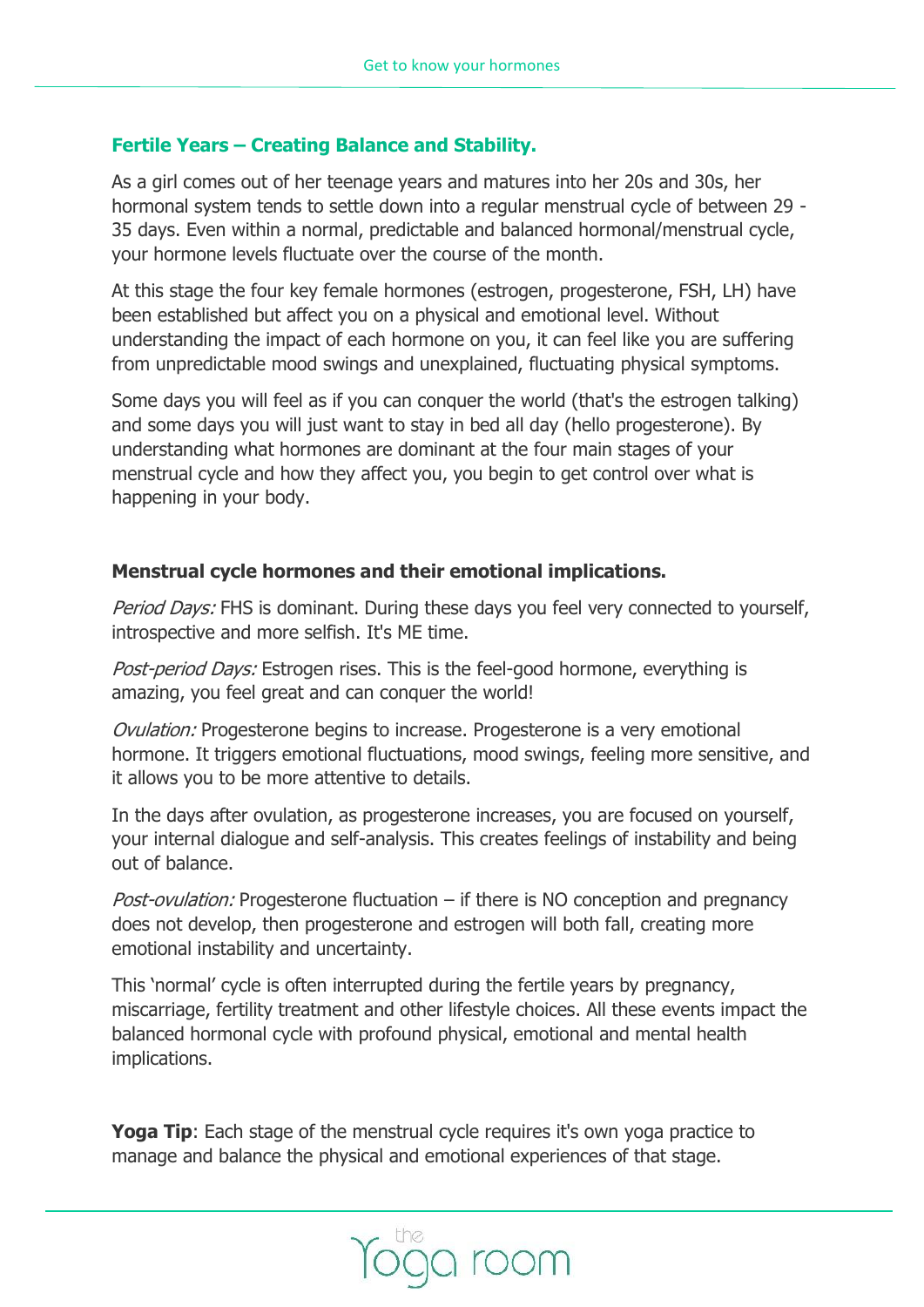## Fertile Years – Creating Balance and Stability.

As a girl comes out of her teenage years and matures into her 20s and 30s, her hormonal system tends to settle down into a regular menstrual cycle of between 29 - 35 days. Even within a normal, predictable and balanced hormonal/menstrual cycle, your hormone levels fluctuate over the course of the month.

At this stage the four key female hormones (estrogen, progesterone, FSH, LH) have been established but affect you on a physical and emotional level. Without understanding the impact of each hormone on you, it can feel like you are suffering from unpredictable mood swings and unexplained, fluctuating physical symptoms.

Some days you will feel as if you can conquer the world (that's the estrogen talking) and some days you will just want to stay in bed all day (hello progesterone). By understanding what hormones are dominant at the four main stages of your menstrual cycle and how they affect you, you begin to get control over what is happening in your body.

### Menstrual cycle hormones and their emotional implications.

*Period Days:* FHS is dominant. During these days you feel very connected to yourself, introspective and more selfish. It's ME time.

*Post-period Days:* Estrogen rises. This is the feel-good hormone, everything is amazing, you feel great and can conquer the world!

*Ovulation:* Progesterone begins to increase. Progesterone is a very emotional hormone. It triggers emotional fluctuations, mood swings, feeling more sensitive, and it allows you to be more attentive to details.

In the days after ovulation, as progesterone increases, you are focused on yourself, your internal dialogue and self-analysis. This creates feelings of instability and being out of balance.

*Post-ovulation:* Progesterone fluctuation – if there is NO conception and pregnancy does not develop, then progesterone and estrogen will both fall, creating more emotional instability and uncertainty.

This 'normal' cycle is often interrupted during the fertile years by pregnancy, miscarriage, fertility treatment and other lifestyle choices. All these events impact the balanced hormonal cycle with profound physical, emotional and mental health implications.

**Yoga Tip**: Each stage of the menstrual cycle requires it's own yoga practice to manage and balance the physical and emotional experiences of that stage.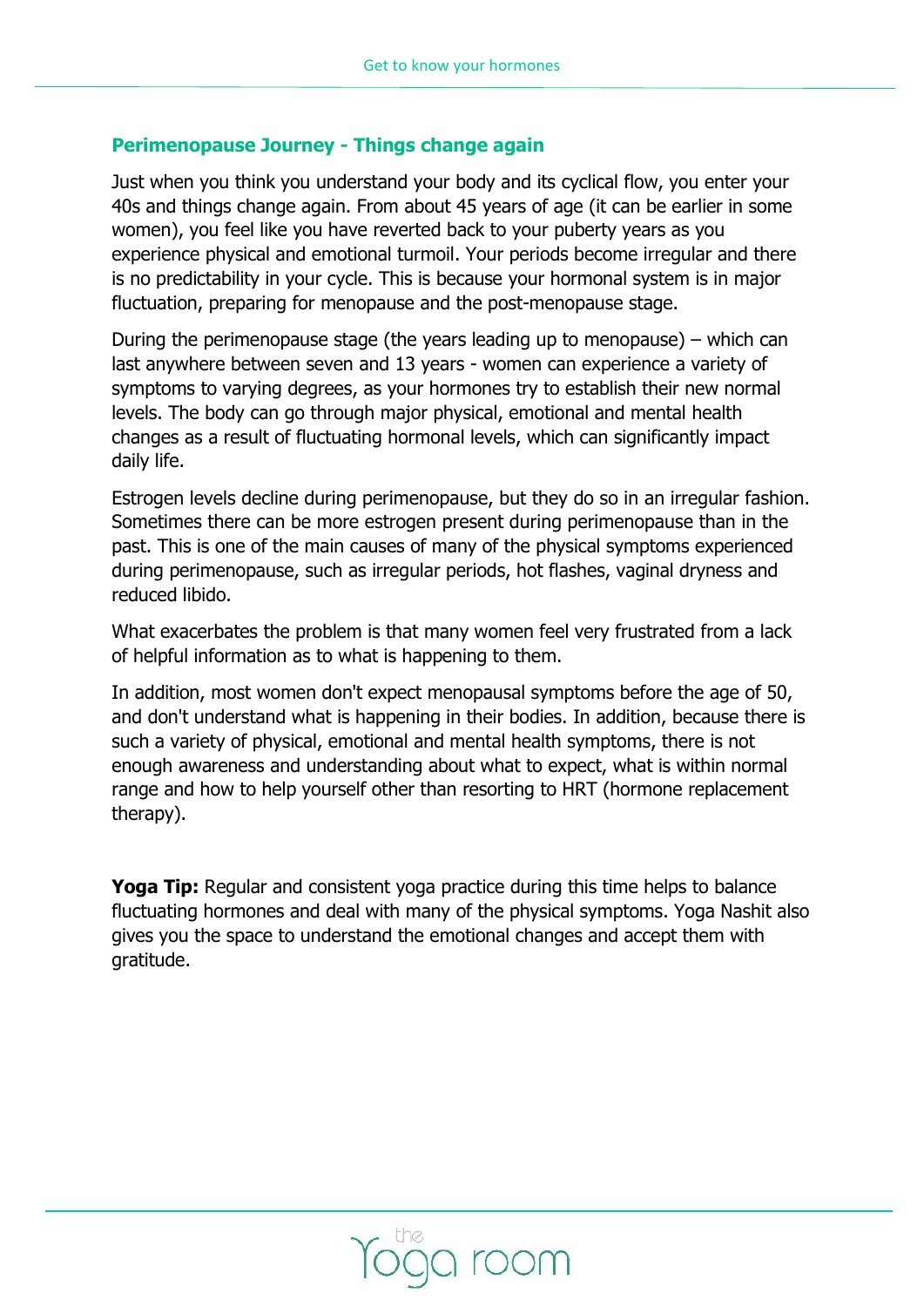## Perimenopause Journey - Things change again

Just when you think you understand your body and its cyclical flow, you enter your 40s and things change again. From about 45 years of age (it can be earlier in some women), you feel like you have reverted back to your puberty years as you experience physical and emotional turmoil. Your periods become irregular and there is no predictability in your cycle. This is because your hormonal system is in major fluctuation, preparing for menopause and the post-menopause stage.

During the perimenopause stage (the years leading up to menopause) – which can last anywhere between seven and 13 years - women can experience a variety of symptoms to varying degrees, as your hormones try to establish their new normal levels. The body can go through major physical, emotional and mental health changes as a result of fluctuating hormonal levels, which can significantly impact daily life.

Estrogen levels decline during perimenopause, but they do so in an irregular fashion. Sometimes there can be more estrogen present during perimenopause than in the past. This is one of the main causes of many of the physical symptoms experienced during perimenopause, such as irregular periods, hot flashes, vaginal dryness and reduced libido.

What exacerbates the problem is that many women feel very frustrated from a lack of helpful information as to what is happening to them.

In addition, most women don't expect menopausal symptoms before the age of 50, and don't understand what is happening in their bodies. In addition, because there is such a variety of physical, emotional and mental health symptoms, there is not enough awareness and understanding about what to expect, what is within normal range and how to help yourself other than resorting to HRT (hormone replacement therapy).

**Yoga Tip:** Regular and consistent yoga practice during this time helps to balance fluctuating hormones and deal with many of the physical symptoms. Yoga Nashit also gives you the space to understand the emotional changes and accept them with gratitude.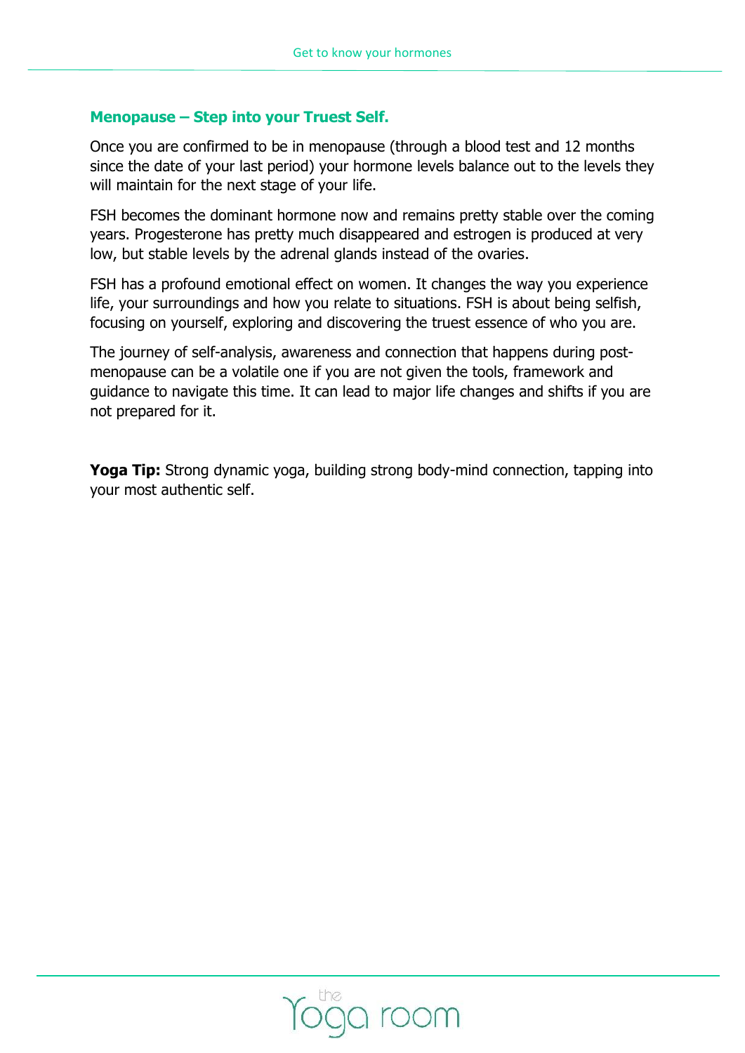## Menopause – Step into your Truest Self.

Once you are confirmed to be in menopause (through a blood test and 12 months since the date of your last period) your hormone levels balance out to the levels they will maintain for the next stage of your life.

FSH becomes the dominant hormone now and remains pretty stable over the coming years. Progesterone has pretty much disappeared and estrogen is produced at very low, but stable levels by the adrenal glands instead of the ovaries.

FSH has a profound emotional effect on women. It changes the way you experience life, your surroundings and how you relate to situations. FSH is about being selfish, focusing on yourself, exploring and discovering the truest essence of who you are.

The journey of self-analysis, awareness and connection that happens during post-menopause can be a volatile one if you are not given the tools, framework and guidance to navigate this time. It can lead to major life changes and shifts if you are not prepared for it.

**Yoga Tip:** Strong dynamic yoga, building strong body-mind connection, tapping into your most authentic self.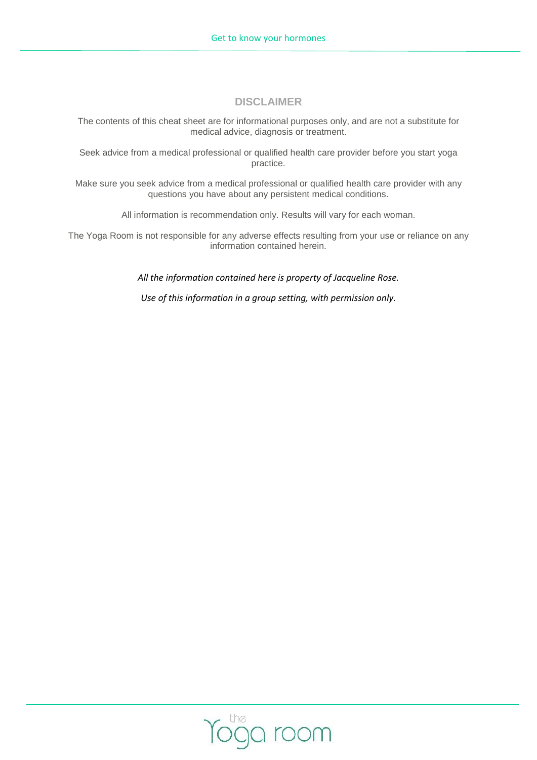## DISCLAIMER

The contents of this cheat sheet are for informational purposes only, and are not a substitute for medical advice, diagnosis or treatment.

Seek advice from a medical professional or qualified health care provider before you start yoga practice.

Make sure you seek advice from a medical professional or qualified health care provider with any questions you have about any persistent medical conditions.

All information is recommendation only. Results will vary for each woman.

The Yoga Room is not responsible for any adverse effects resulting from your use or reliance on any information contained herein.

*All the information contained here is property of Jacqueline Rose.*

*Use of this information in a group setting, with permission only.*